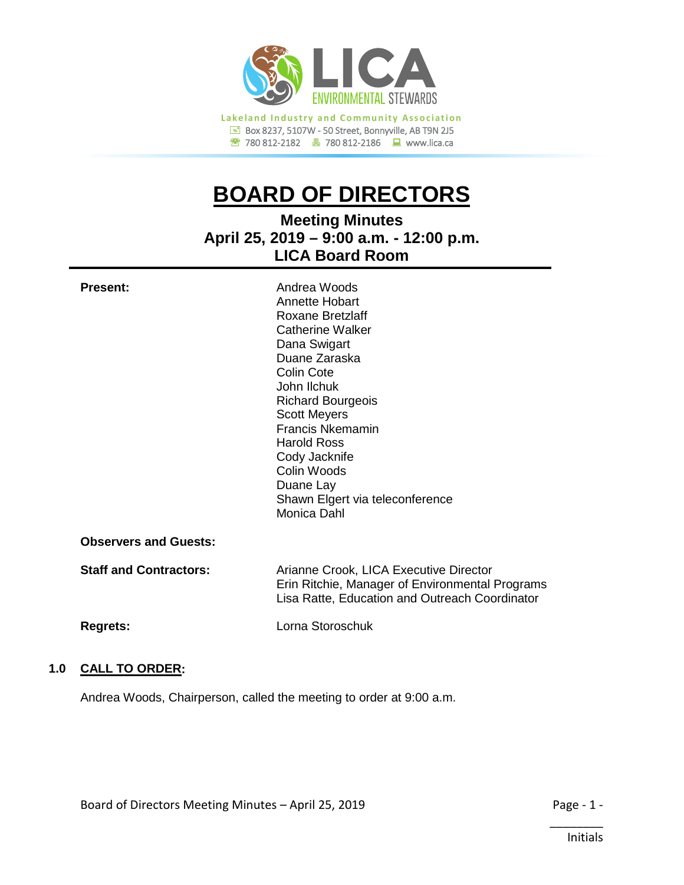Lakeland Industry and Community Association

Box 8237, 5107W - 50 Street, Bonnyville, AB T9N 2J5

780 812-2182 | 780 812-2186 | www.lica.ca

# BOARD OF DIRECTORS

## Meeting Minutes
## April 25, 2019 – 9:00 a.m. - 12:00 p.m.
## LICA Board Room

**Present:**

Andrea Woods
Annette Hobart
Roxane Bretzlaff
Catherine Walker
Dana Swigart
Duane Zaraska
Colin Cote
John Ilchuk
Richard Bourgeois
Scott Meyers
Francis Nkemamin
Harold Ross
Cody Jacknife
Colin Woods
Duane Lay
Shawn Elgert via teleconference
Monica Dahl

**Observers and Guests:**

**Staff and Contractors:**

Arianne Crook, LICA Executive Director
Erin Ritchie, Manager of Environmental Programs
Lisa Ratte, Education and Outreach Coordinator

**Regrets:**

Lorna Storoschuk

## 1.0 CALL TO ORDER:

Andrea Woods, Chairperson, called the meeting to order at 9:00 a.m.

________
Initials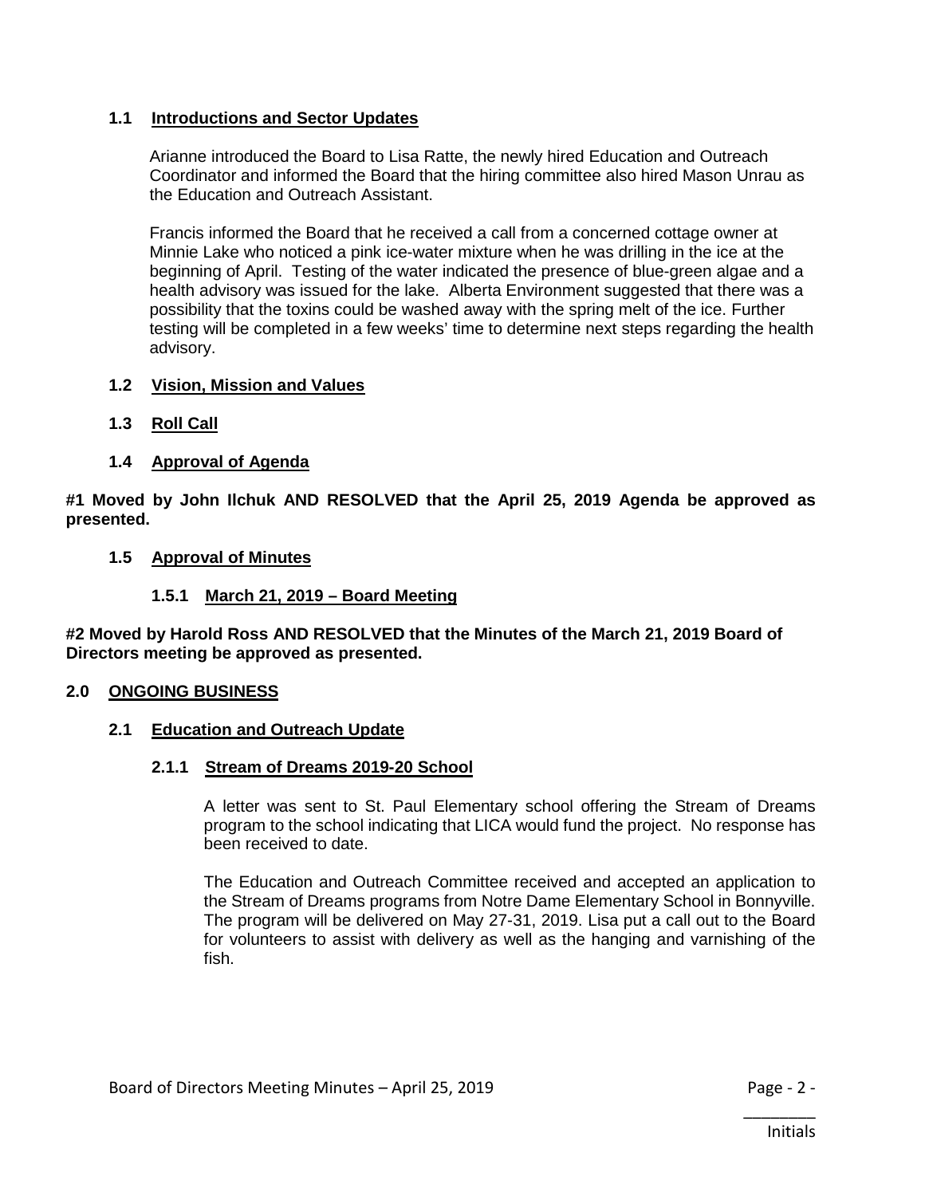### 1.1 Introductions and Sector Updates

Arianne introduced the Board to Lisa Ratte, the newly hired Education and Outreach Coordinator and informed the Board that the hiring committee also hired Mason Unrau as the Education and Outreach Assistant.

Francis informed the Board that he received a call from a concerned cottage owner at Minnie Lake who noticed a pink ice-water mixture when he was drilling in the ice at the beginning of April. Testing of the water indicated the presence of blue-green algae and a health advisory was issued for the lake. Alberta Environment suggested that there was a possibility that the toxins could be washed away with the spring melt of the ice. Further testing will be completed in a few weeks' time to determine next steps regarding the health advisory.

### 1.2 Vision, Mission and Values

### 1.3 Roll Call

### 1.4 Approval of Agenda

**#1 Moved by John Ilchuk AND RESOLVED that the April 25, 2019 Agenda be approved as presented.**

### 1.5 Approval of Minutes

#### 1.5.1 March 21, 2019 – Board Meeting

**#2 Moved by Harold Ross AND RESOLVED that the Minutes of the March 21, 2019 Board of Directors meeting be approved as presented.**

## 2.0 ONGOING BUSINESS

### 2.1 Education and Outreach Update

#### 2.1.1 Stream of Dreams 2019-20 School

A letter was sent to St. Paul Elementary school offering the Stream of Dreams program to the school indicating that LICA would fund the project. No response has been received to date.

The Education and Outreach Committee received and accepted an application to the Stream of Dreams programs from Notre Dame Elementary School in Bonnyville. The program will be delivered on May 27-31, 2019. Lisa put a call out to the Board for volunteers to assist with delivery as well as the hanging and varnishing of the fish.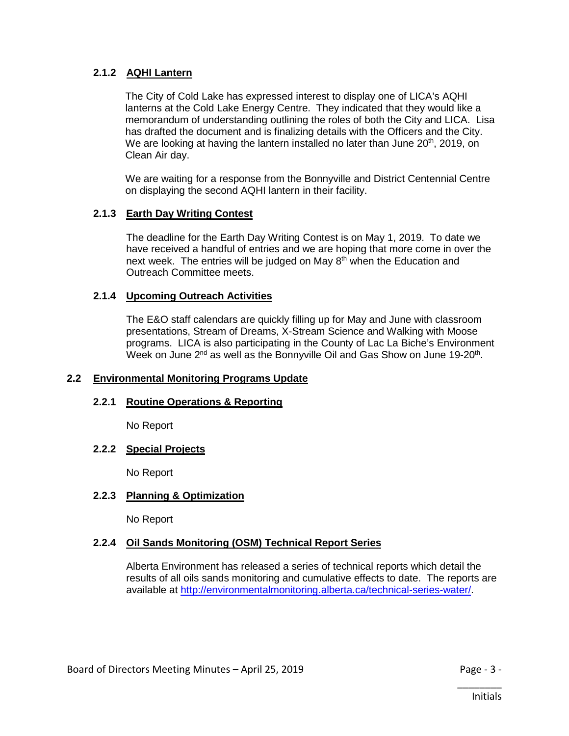### 2.1.2 AQHI Lantern

The City of Cold Lake has expressed interest to display one of LICA's AQHI lanterns at the Cold Lake Energy Centre. They indicated that they would like a memorandum of understanding outlining the roles of both the City and LICA. Lisa has drafted the document and is finalizing details with the Officers and the City. We are looking at having the lantern installed no later than June 20th, 2019, on Clean Air day.

We are waiting for a response from the Bonnyville and District Centennial Centre on displaying the second AQHI lantern in their facility.

### 2.1.3 Earth Day Writing Contest

The deadline for the Earth Day Writing Contest is on May 1, 2019. To date we have received a handful of entries and we are hoping that more come in over the next week. The entries will be judged on May 8th when the Education and Outreach Committee meets.

### 2.1.4 Upcoming Outreach Activities

The E&O staff calendars are quickly filling up for May and June with classroom presentations, Stream of Dreams, X-Stream Science and Walking with Moose programs. LICA is also participating in the County of Lac La Biche's Environment Week on June 2nd as well as the Bonnyville Oil and Gas Show on June 19-20th.

## 2.2 Environmental Monitoring Programs Update

### 2.2.1 Routine Operations & Reporting

No Report

### 2.2.2 Special Projects

No Report

### 2.2.3 Planning & Optimization

No Report

### 2.2.4 Oil Sands Monitoring (OSM) Technical Report Series

Alberta Environment has released a series of technical reports which detail the results of all oils sands monitoring and cumulative effects to date. The reports are available at http://environmentalmonitoring.alberta.ca/technical-series-water/.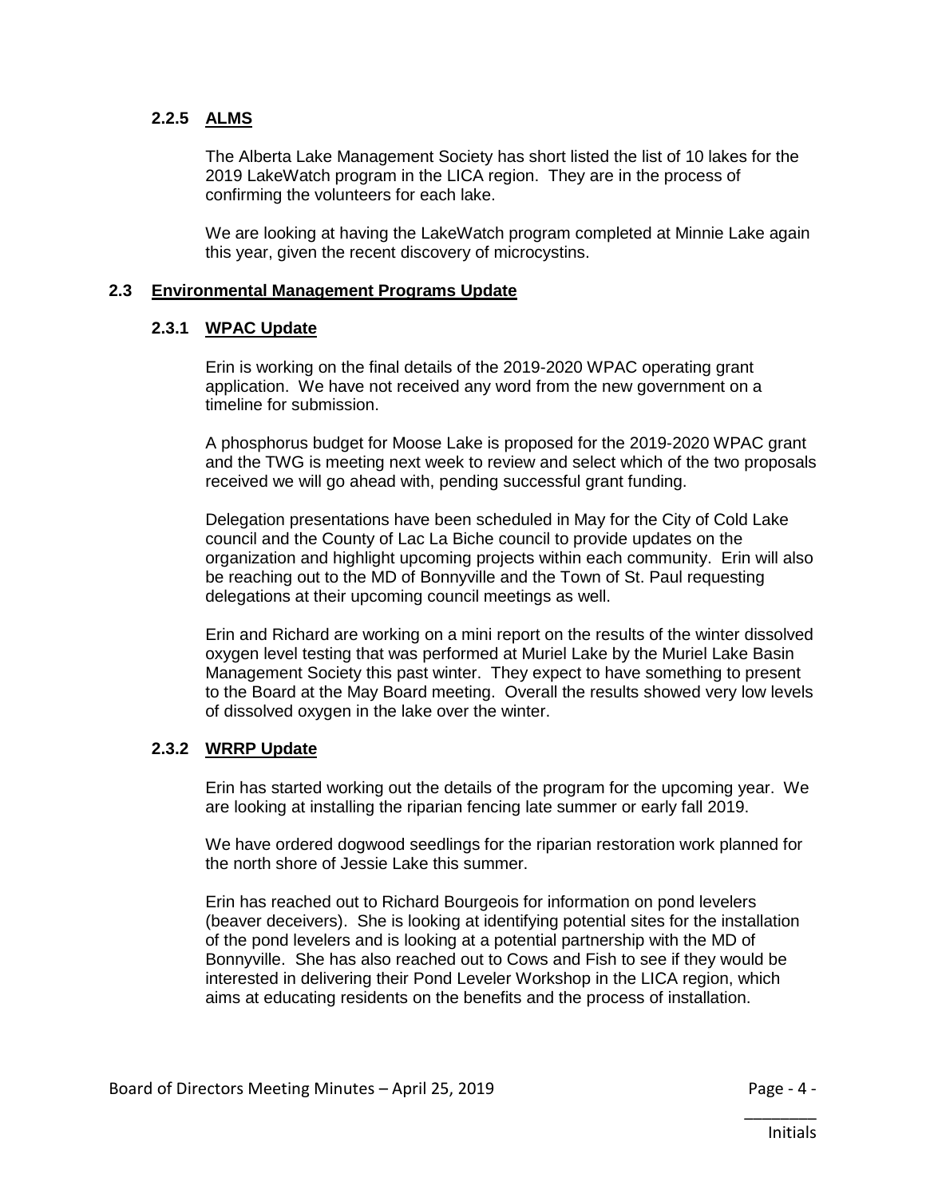#### 2.2.5 ALMS

The Alberta Lake Management Society has short listed the list of 10 lakes for the 2019 LakeWatch program in the LICA region. They are in the process of confirming the volunteers for each lake.

We are looking at having the LakeWatch program completed at Minnie Lake again this year, given the recent discovery of microcystins.

### 2.3 Environmental Management Programs Update

#### 2.3.1 WPAC Update

Erin is working on the final details of the 2019-2020 WPAC operating grant application. We have not received any word from the new government on a timeline for submission.

A phosphorus budget for Moose Lake is proposed for the 2019-2020 WPAC grant and the TWG is meeting next week to review and select which of the two proposals received we will go ahead with, pending successful grant funding.

Delegation presentations have been scheduled in May for the City of Cold Lake council and the County of Lac La Biche council to provide updates on the organization and highlight upcoming projects within each community. Erin will also be reaching out to the MD of Bonnyville and the Town of St. Paul requesting delegations at their upcoming council meetings as well.

Erin and Richard are working on a mini report on the results of the winter dissolved oxygen level testing that was performed at Muriel Lake by the Muriel Lake Basin Management Society this past winter. They expect to have something to present to the Board at the May Board meeting. Overall the results showed very low levels of dissolved oxygen in the lake over the winter.

#### 2.3.2 WRRP Update

Erin has started working out the details of the program for the upcoming year. We are looking at installing the riparian fencing late summer or early fall 2019.

We have ordered dogwood seedlings for the riparian restoration work planned for the north shore of Jessie Lake this summer.

Erin has reached out to Richard Bourgeois for information on pond levelers (beaver deceivers). She is looking at identifying potential sites for the installation of the pond levelers and is looking at a potential partnership with the MD of Bonnyville. She has also reached out to Cows and Fish to see if they would be interested in delivering their Pond Leveler Workshop in the LICA region, which aims at educating residents on the benefits and the process of installation.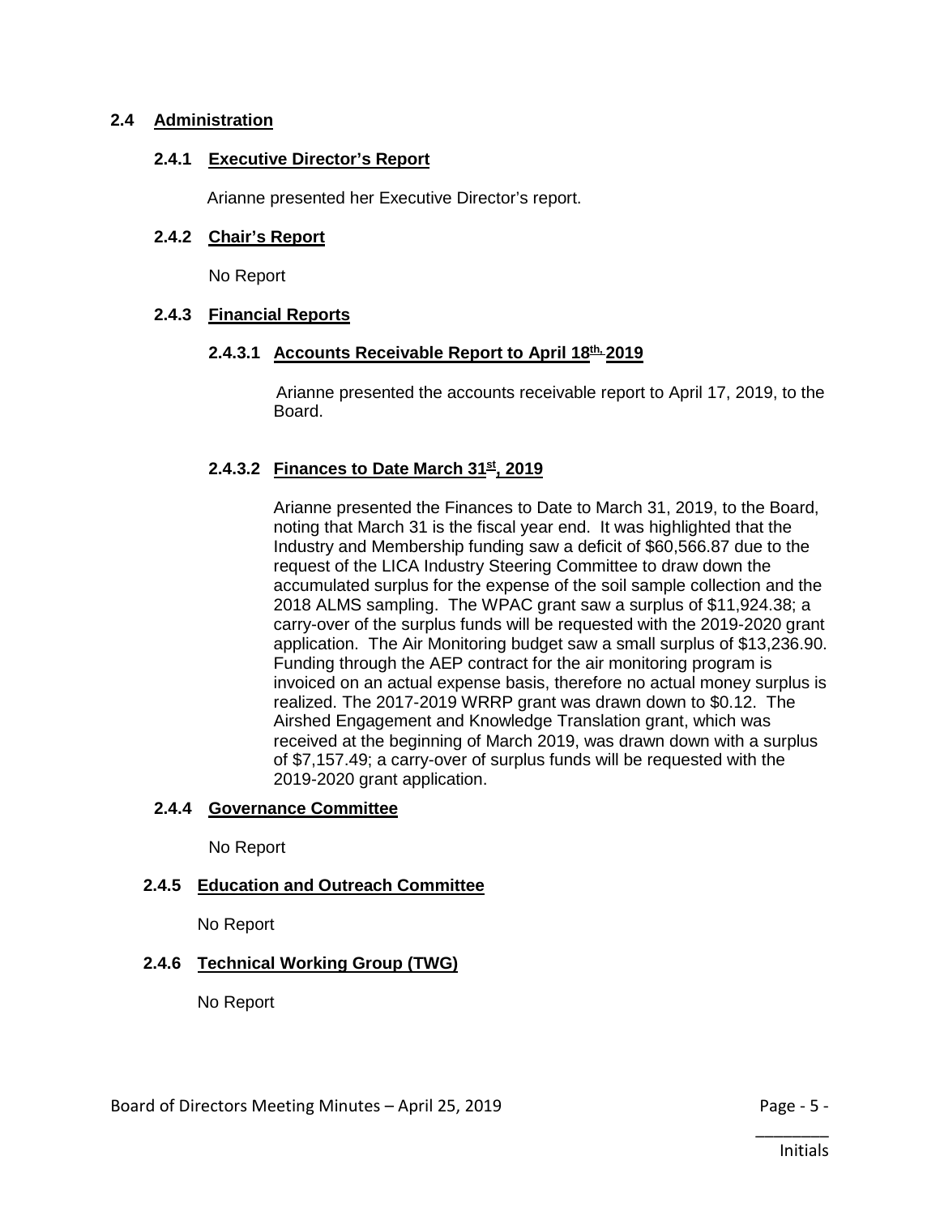## 2.4 Administration

### 2.4.1 Executive Director's Report

Arianne presented her Executive Director's report.

### 2.4.2 Chair's Report

No Report

### 2.4.3 Financial Reports

#### 2.4.3.1 Accounts Receivable Report to April 18th, 2019

Arianne presented the accounts receivable report to April 17, 2019, to the Board.

#### 2.4.3.2 Finances to Date March 31st, 2019

Arianne presented the Finances to Date to March 31, 2019, to the Board, noting that March 31 is the fiscal year end. It was highlighted that the Industry and Membership funding saw a deficit of $60,566.87 due to the request of the LICA Industry Steering Committee to draw down the accumulated surplus for the expense of the soil sample collection and the 2018 ALMS sampling. The WPAC grant saw a surplus of $11,924.38; a carry-over of the surplus funds will be requested with the 2019-2020 grant application. The Air Monitoring budget saw a small surplus of $13,236.90. Funding through the AEP contract for the air monitoring program is invoiced on an actual expense basis, therefore no actual money surplus is realized. The 2017-2019 WRRP grant was drawn down to $0.12. The Airshed Engagement and Knowledge Translation grant, which was received at the beginning of March 2019, was drawn down with a surplus of $7,157.49; a carry-over of surplus funds will be requested with the 2019-2020 grant application.

### 2.4.4 Governance Committee

No Report

### 2.4.5 Education and Outreach Committee

No Report

### 2.4.6 Technical Working Group (TWG)

No Report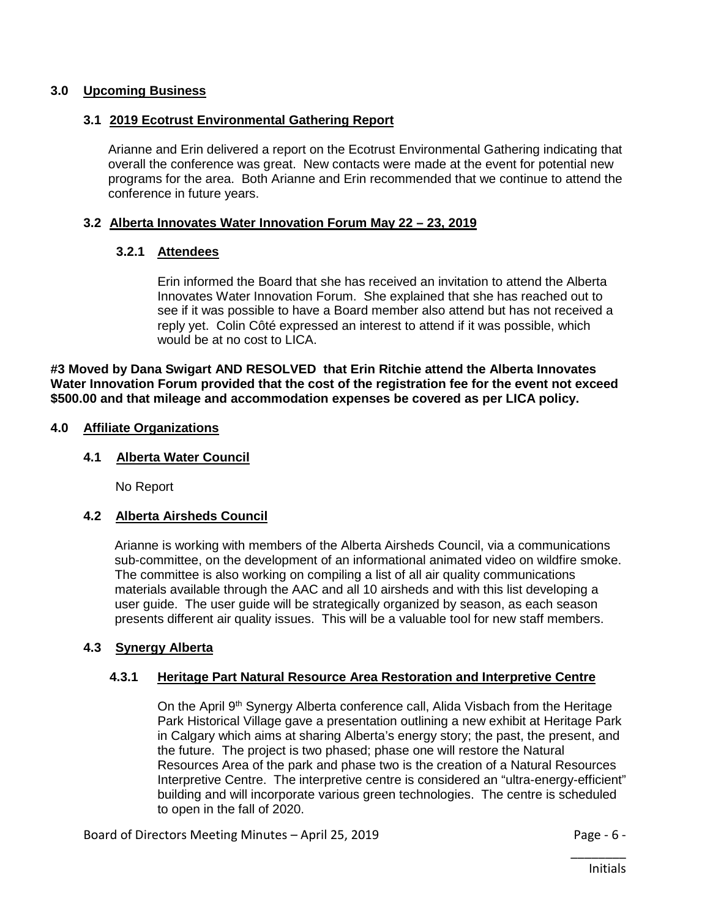## 3.0 Upcoming Business

### 3.1 2019 Ecotrust Environmental Gathering Report

Arianne and Erin delivered a report on the Ecotrust Environmental Gathering indicating that overall the conference was great. New contacts were made at the event for potential new programs for the area. Both Arianne and Erin recommended that we continue to attend the conference in future years.

### 3.2 Alberta Innovates Water Innovation Forum May 22 – 23, 2019

#### 3.2.1 Attendees

Erin informed the Board that she has received an invitation to attend the Alberta Innovates Water Innovation Forum. She explained that she has reached out to see if it was possible to have a Board member also attend but has not received a reply yet. Colin Côté expressed an interest to attend if it was possible, which would be at no cost to LICA.

**#3 Moved by Dana Swigart AND RESOLVED that Erin Ritchie attend the Alberta Innovates Water Innovation Forum provided that the cost of the registration fee for the event not exceed $500.00 and that mileage and accommodation expenses be covered as per LICA policy.**

## 4.0 Affiliate Organizations

### 4.1 Alberta Water Council

No Report

### 4.2 Alberta Airsheds Council

Arianne is working with members of the Alberta Airsheds Council, via a communications sub-committee, on the development of an informational animated video on wildfire smoke. The committee is also working on compiling a list of all air quality communications materials available through the AAC and all 10 airsheds and with this list developing a user guide. The user guide will be strategically organized by season, as each season presents different air quality issues. This will be a valuable tool for new staff members.

### 4.3 Synergy Alberta

#### 4.3.1 Heritage Part Natural Resource Area Restoration and Interpretive Centre

On the April 9th Synergy Alberta conference call, Alida Visbach from the Heritage Park Historical Village gave a presentation outlining a new exhibit at Heritage Park in Calgary which aims at sharing Alberta's energy story; the past, the present, and the future. The project is two phased; phase one will restore the Natural Resources Area of the park and phase two is the creation of a Natural Resources Interpretive Centre. The interpretive centre is considered an "ultra-energy-efficient" building and will incorporate various green technologies. The centre is scheduled to open in the fall of 2020.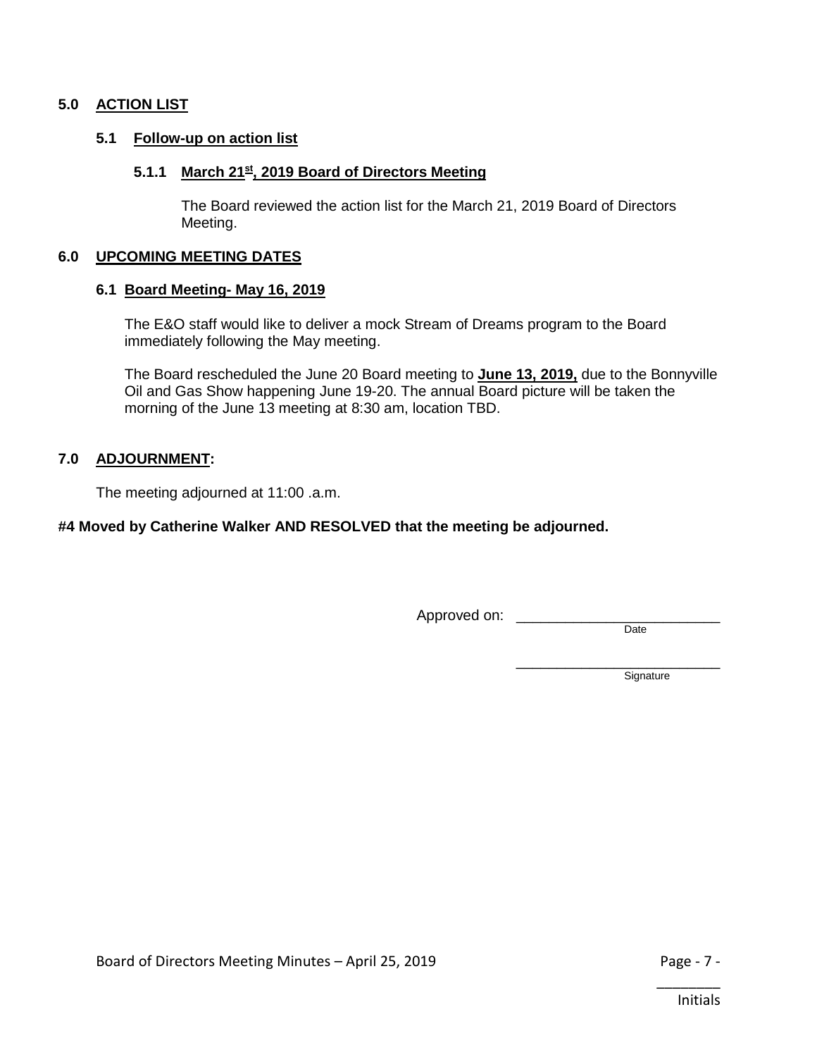## 5.0 ACTION LIST

### 5.1 Follow-up on action list

#### 5.1.1 March 21st, 2019 Board of Directors Meeting

The Board reviewed the action list for the March 21, 2019 Board of Directors Meeting.

## 6.0 UPCOMING MEETING DATES

### 6.1 Board Meeting- May 16, 2019

The E&O staff would like to deliver a mock Stream of Dreams program to the Board immediately following the May meeting.

The Board rescheduled the June 20 Board meeting to **June 13, 2019,** due to the Bonnyville Oil and Gas Show happening June 19-20. The annual Board picture will be taken the morning of the June 13 meeting at 8:30 am, location TBD.

## 7.0 ADJOURNMENT:

The meeting adjourned at 11:00 .a.m.

**#4 Moved by Catherine Walker AND RESOLVED that the meeting be adjourned.**

Approved on: ___________________________
Date

___________________________
Signature

________
Initials